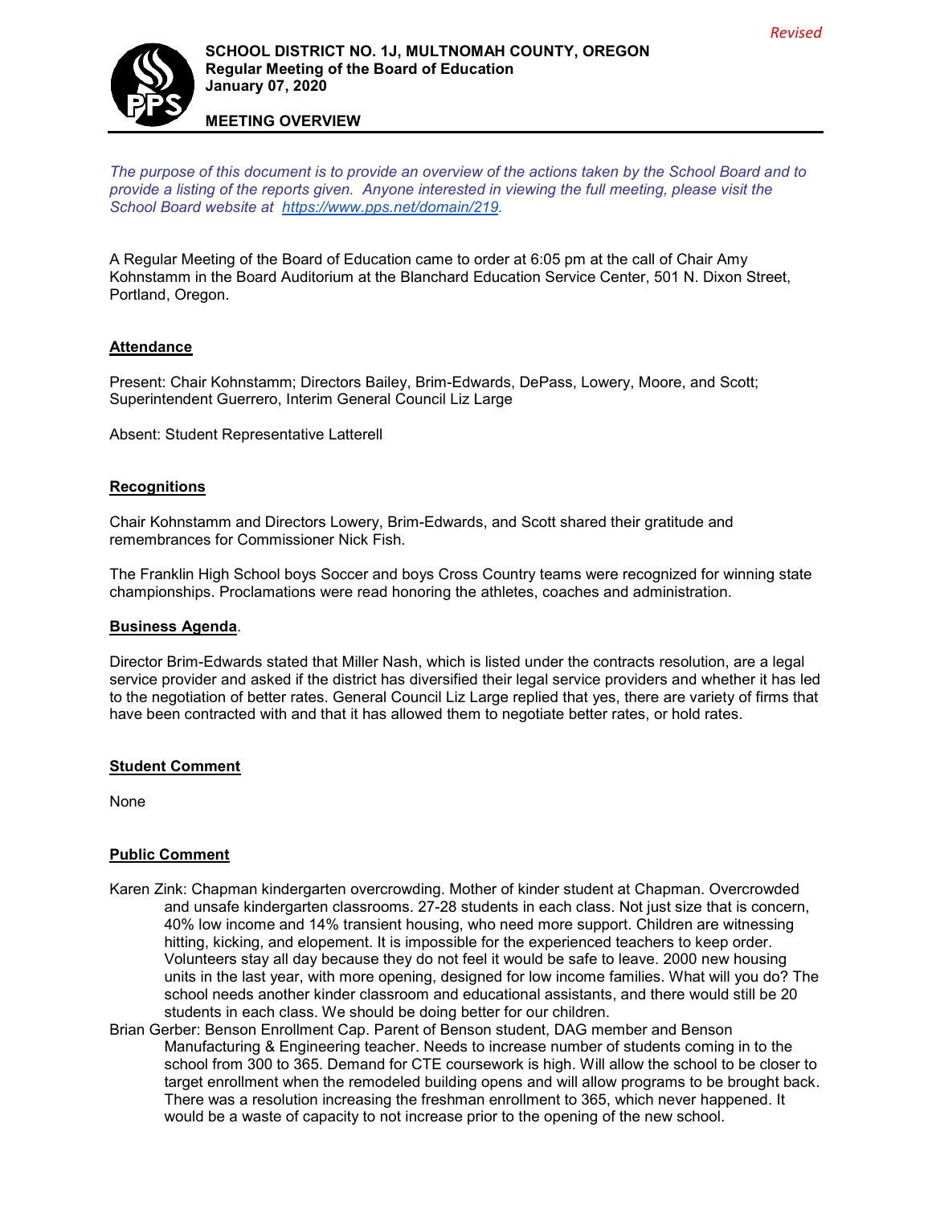*Revised*

**SCHOOL DISTRICT NO. 1J, MULTNOMAH COUNTY, OREGON**
**Regular Meeting of the Board of Education**
**January 07, 2020**

**MEETING OVERVIEW**

*The purpose of this document is to provide an overview of the actions taken by the School Board and to provide a listing of the reports given. Anyone interested in viewing the full meeting, please visit the School Board website at [https://www.pps.net/domain/219](https://www.pps.net/domain/219).*

A Regular Meeting of the Board of Education came to order at 6:05 pm at the call of Chair Amy Kohnstamm in the Board Auditorium at the Blanchard Education Service Center, 501 N. Dixon Street, Portland, Oregon.

## Attendance

Present: Chair Kohnstamm; Directors Bailey, Brim-Edwards, DePass, Lowery, Moore, and Scott; Superintendent Guerrero, Interim General Council Liz Large

Absent: Student Representative Latterell

## Recognitions

Chair Kohnstamm and Directors Lowery, Brim-Edwards, and Scott shared their gratitude and remembrances for Commissioner Nick Fish.

The Franklin High School boys Soccer and boys Cross Country teams were recognized for winning state championships. Proclamations were read honoring the athletes, coaches and administration.

## Business Agenda.

Director Brim-Edwards stated that Miller Nash, which is listed under the contracts resolution, are a legal service provider and asked if the district has diversified their legal service providers and whether it has led to the negotiation of better rates. General Council Liz Large replied that yes, there are variety of firms that have been contracted with and that it has allowed them to negotiate better rates, or hold rates.

## Student Comment

None

## Public Comment

Karen Zink: Chapman kindergarten overcrowding. Mother of kinder student at Chapman. Overcrowded and unsafe kindergarten classrooms. 27-28 students in each class. Not just size that is concern, 40% low income and 14% transient housing, who need more support. Children are witnessing hitting, kicking, and elopement. It is impossible for the experienced teachers to keep order. Volunteers stay all day because they do not feel it would be safe to leave. 2000 new housing units in the last year, with more opening, designed for low income families. What will you do? The school needs another kinder classroom and educational assistants, and there would still be 20 students in each class. We should be doing better for our children.

Brian Gerber: Benson Enrollment Cap. Parent of Benson student, DAG member and Benson Manufacturing & Engineering teacher. Needs to increase number of students coming in to the school from 300 to 365. Demand for CTE coursework is high. Will allow the school to be closer to target enrollment when the remodeled building opens and will allow programs to be brought back. There was a resolution increasing the freshman enrollment to 365, which never happened. It would be a waste of capacity to not increase prior to the opening of the new school.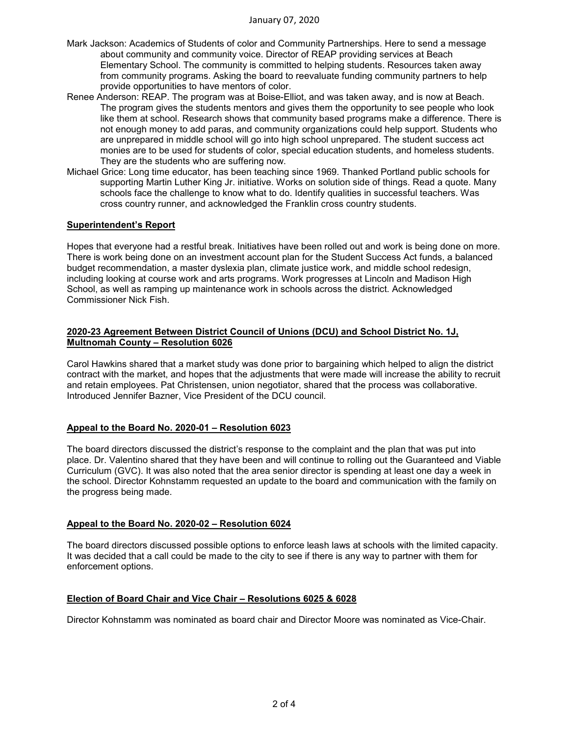Mark Jackson: Academics of Students of color and Community Partnerships. Here to send a message about community and community voice. Director of REAP providing services at Beach Elementary School. The community is committed to helping students. Resources taken away from community programs. Asking the board to reevaluate funding community partners to help provide opportunities to have mentors of color.

Renee Anderson: REAP. The program was at Boise-Elliot, and was taken away, and is now at Beach. The program gives the students mentors and gives them the opportunity to see people who look like them at school. Research shows that community based programs make a difference. There is not enough money to add paras, and community organizations could help support. Students who are unprepared in middle school will go into high school unprepared. The student success act monies are to be used for students of color, special education students, and homeless students. They are the students who are suffering now.

Michael Grice: Long time educator, has been teaching since 1969. Thanked Portland public schools for supporting Martin Luther King Jr. initiative. Works on solution side of things. Read a quote. Many schools face the challenge to know what to do. Identify qualities in successful teachers. Was cross country runner, and acknowledged the Franklin cross country students.

**Superintendent's Report**

Hopes that everyone had a restful break. Initiatives have been rolled out and work is being done on more. There is work being done on an investment account plan for the Student Success Act funds, a balanced budget recommendation, a master dyslexia plan, climate justice work, and middle school redesign, including looking at course work and arts programs. Work progresses at Lincoln and Madison High School, as well as ramping up maintenance work in schools across the district. Acknowledged Commissioner Nick Fish.

**2020-23 Agreement Between District Council of Unions (DCU) and School District No. 1J, Multnomah County – Resolution 6026**

Carol Hawkins shared that a market study was done prior to bargaining which helped to align the district contract with the market, and hopes that the adjustments that were made will increase the ability to recruit and retain employees. Pat Christensen, union negotiator, shared that the process was collaborative. Introduced Jennifer Bazner, Vice President of the DCU council.

**Appeal to the Board No. 2020-01 – Resolution 6023**

The board directors discussed the district's response to the complaint and the plan that was put into place. Dr. Valentino shared that they have been and will continue to rolling out the Guaranteed and Viable Curriculum (GVC). It was also noted that the area senior director is spending at least one day a week in the school. Director Kohnstamm requested an update to the board and communication with the family on the progress being made.

**Appeal to the Board No. 2020-02 – Resolution 6024**

The board directors discussed possible options to enforce leash laws at schools with the limited capacity. It was decided that a call could be made to the city to see if there is any way to partner with them for enforcement options.

**Election of Board Chair and Vice Chair – Resolutions 6025 & 6028**

Director Kohnstamm was nominated as board chair and Director Moore was nominated as Vice-Chair.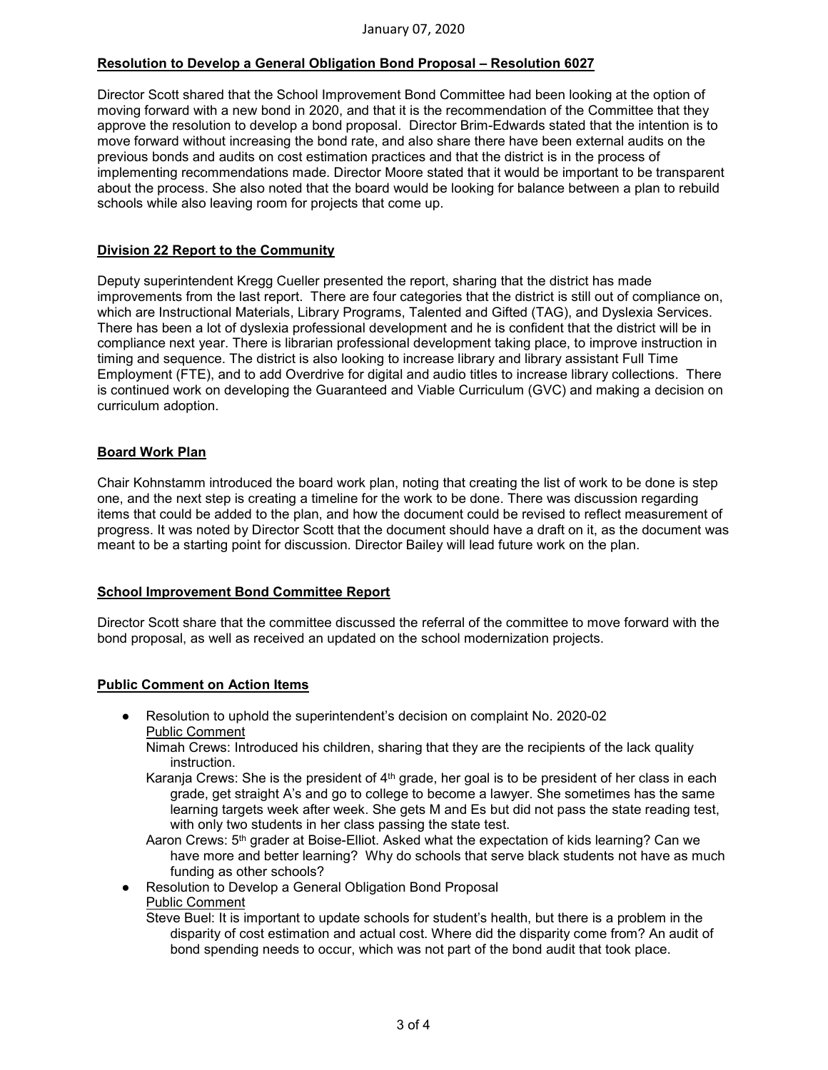January 07, 2020

**Resolution to Develop a General Obligation Bond Proposal – Resolution 6027**

Director Scott shared that the School Improvement Bond Committee had been looking at the option of moving forward with a new bond in 2020, and that it is the recommendation of the Committee that they approve the resolution to develop a bond proposal. Director Brim-Edwards stated that the intention is to move forward without increasing the bond rate, and also share there have been external audits on the previous bonds and audits on cost estimation practices and that the district is in the process of implementing recommendations made. Director Moore stated that it would be important to be transparent about the process. She also noted that the board would be looking for balance between a plan to rebuild schools while also leaving room for projects that come up.

**Division 22 Report to the Community**

Deputy superintendent Kregg Cueller presented the report, sharing that the district has made improvements from the last report. There are four categories that the district is still out of compliance on, which are Instructional Materials, Library Programs, Talented and Gifted (TAG), and Dyslexia Services. There has been a lot of dyslexia professional development and he is confident that the district will be in compliance next year. There is librarian professional development taking place, to improve instruction in timing and sequence. The district is also looking to increase library and library assistant Full Time Employment (FTE), and to add Overdrive for digital and audio titles to increase library collections. There is continued work on developing the Guaranteed and Viable Curriculum (GVC) and making a decision on curriculum adoption.

**Board Work Plan**

Chair Kohnstamm introduced the board work plan, noting that creating the list of work to be done is step one, and the next step is creating a timeline for the work to be done. There was discussion regarding items that could be added to the plan, and how the document could be revised to reflect measurement of progress. It was noted by Director Scott that the document should have a draft on it, as the document was meant to be a starting point for discussion. Director Bailey will lead future work on the plan.

**School Improvement Bond Committee Report**

Director Scott share that the committee discussed the referral of the committee to move forward with the bond proposal, as well as received an updated on the school modernization projects.

**Public Comment on Action Items**

- Resolution to uphold the superintendent's decision on complaint No. 2020-02
  Public Comment
  Nimah Crews: Introduced his children, sharing that they are the recipients of the lack quality instruction.
  Karanja Crews: She is the president of 4th grade, her goal is to be president of her class in each grade, get straight A's and go to college to become a lawyer. She sometimes has the same learning targets week after week. She gets M and Es but did not pass the state reading test, with only two students in her class passing the state test.
  Aaron Crews: 5th grader at Boise-Elliot. Asked what the expectation of kids learning? Can we have more and better learning? Why do schools that serve black students not have as much funding as other schools?
- Resolution to Develop a General Obligation Bond Proposal
  Public Comment
  Steve Buel: It is important to update schools for student's health, but there is a problem in the disparity of cost estimation and actual cost. Where did the disparity come from? An audit of bond spending needs to occur, which was not part of the bond audit that took place.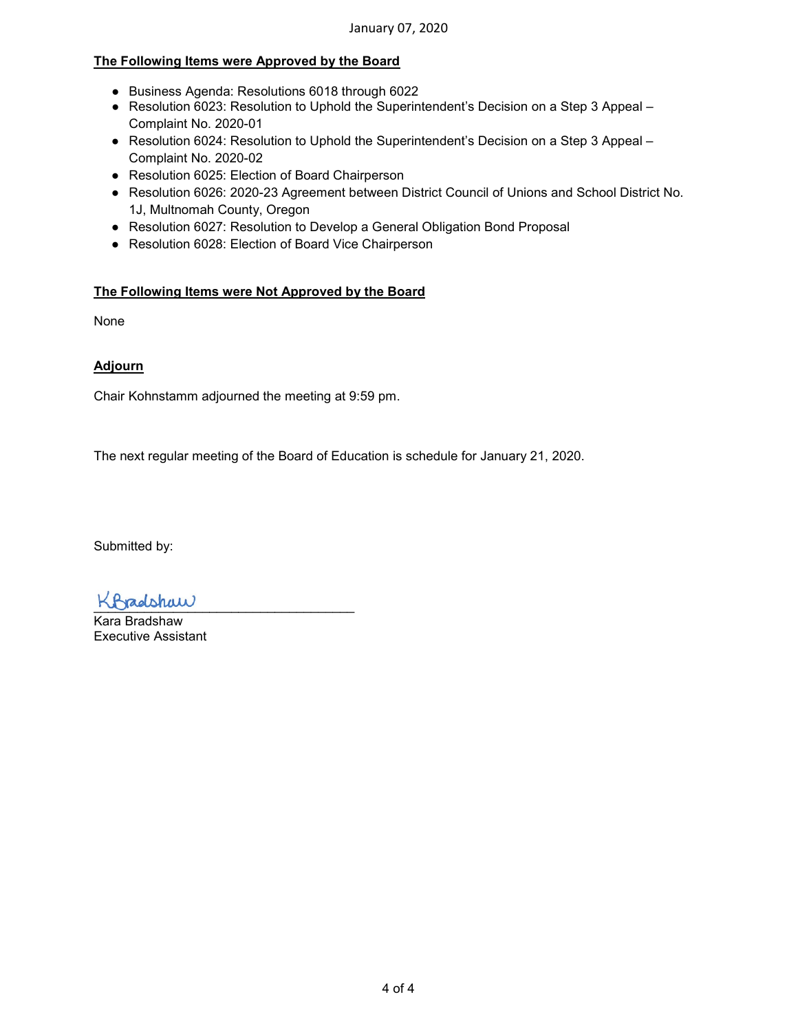**The Following Items were Approved by the Board**

- Business Agenda: Resolutions 6018 through 6022
- Resolution 6023: Resolution to Uphold the Superintendent's Decision on a Step 3 Appeal – Complaint No. 2020-01
- Resolution 6024: Resolution to Uphold the Superintendent's Decision on a Step 3 Appeal – Complaint No. 2020-02
- Resolution 6025: Election of Board Chairperson
- Resolution 6026: 2020-23 Agreement between District Council of Unions and School District No. 1J, Multnomah County, Oregon
- Resolution 6027: Resolution to Develop a General Obligation Bond Proposal
- Resolution 6028: Election of Board Vice Chairperson

**The Following Items were Not Approved by the Board**

None

**Adjourn**

Chair Kohnstamm adjourned the meeting at 9:59 pm.

The next regular meeting of the Board of Education is schedule for January 21, 2020.

Submitted by:

KBradshaw
______________________________
Kara Bradshaw
Executive Assistant